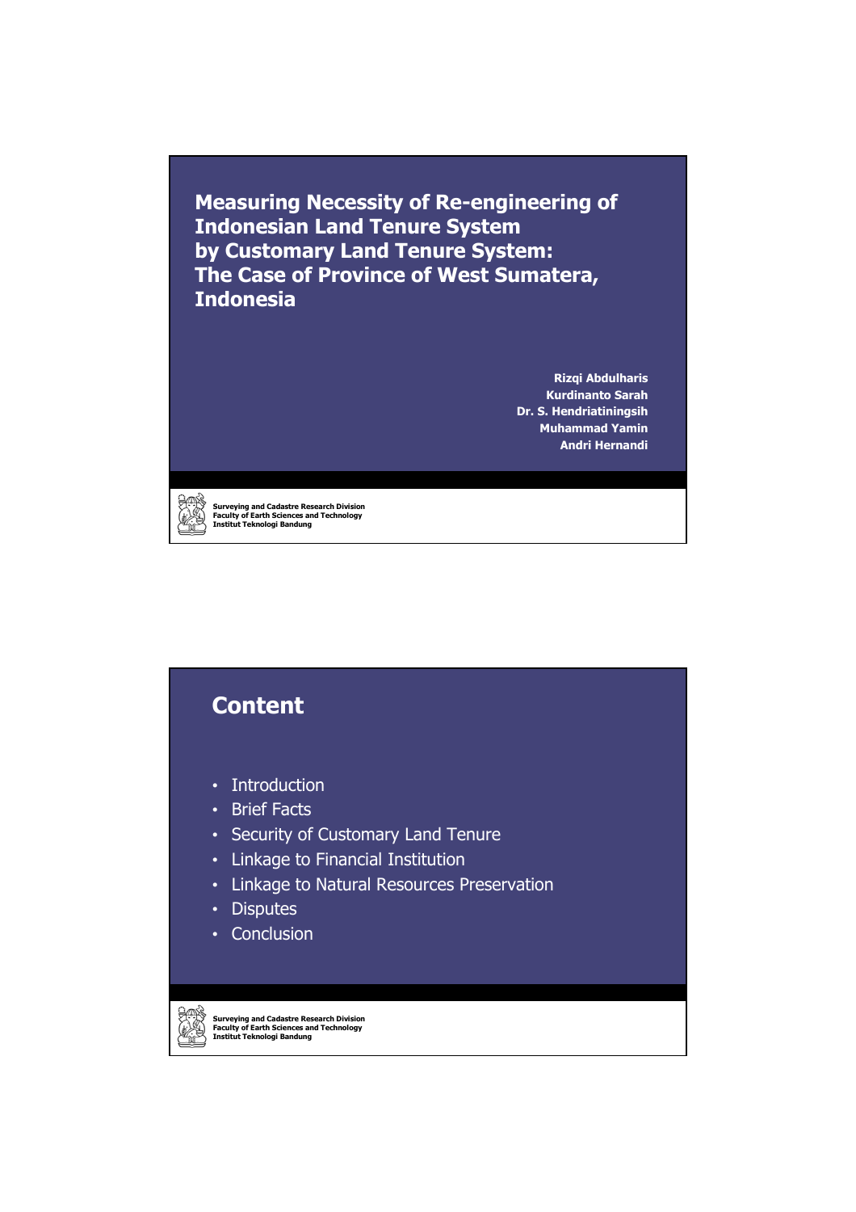# Measuring Necessity of Re-engineering of Indonesian Land Tenure System by Customary Land Tenure System: The Case of Province of West Sumatera, Indonesia

**Rizqi Abdulharis**
**Kurdinanto Sarah**
**Dr. S. Hendriatiningsih**
**Muhammad Yamin**
**Andri Hernandi**

Surveying and Cadastre Research Division
Faculty of Earth Sciences and Technology
Institut Teknologi Bandung

## Content

- Introduction
- Brief Facts
- Security of Customary Land Tenure
- Linkage to Financial Institution
- Linkage to Natural Resources Preservation
- Disputes
- Conclusion

Surveying and Cadastre Research Division
Faculty of Earth Sciences and Technology
Institut Teknologi Bandung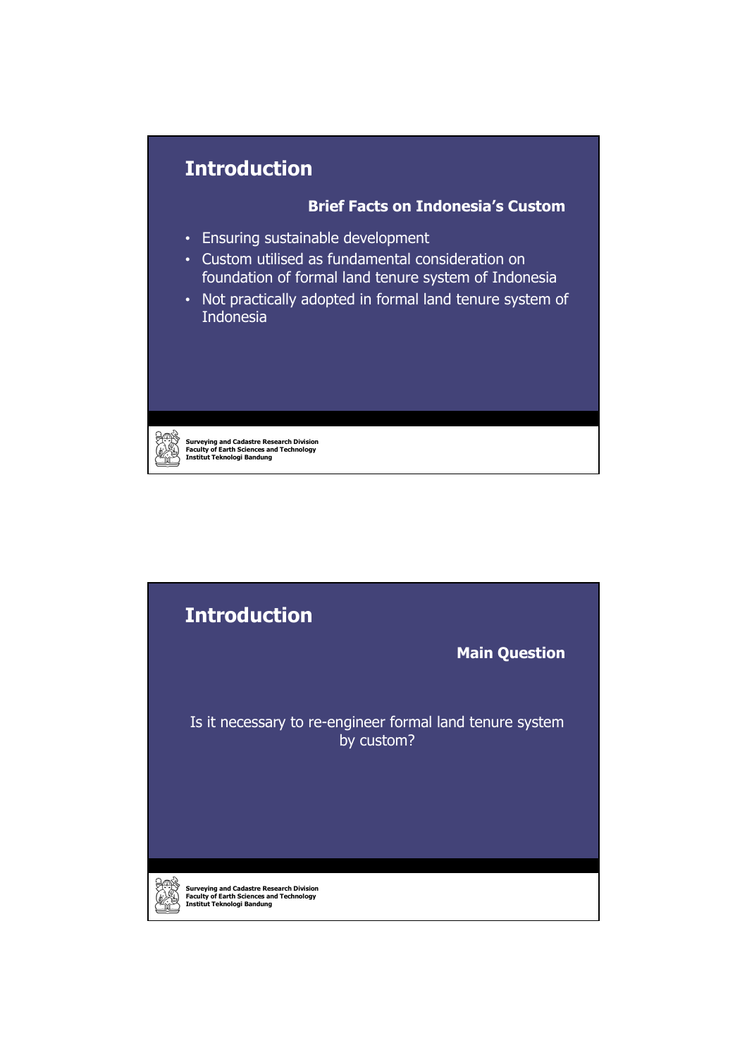## Introduction

### Brief Facts on Indonesia's Custom

- Ensuring sustainable development
- Custom utilised as fundamental consideration on foundation of formal land tenure system of Indonesia
- Not practically adopted in formal land tenure system of Indonesia

## Introduction

### Main Question

Is it necessary to re-engineer formal land tenure system by custom?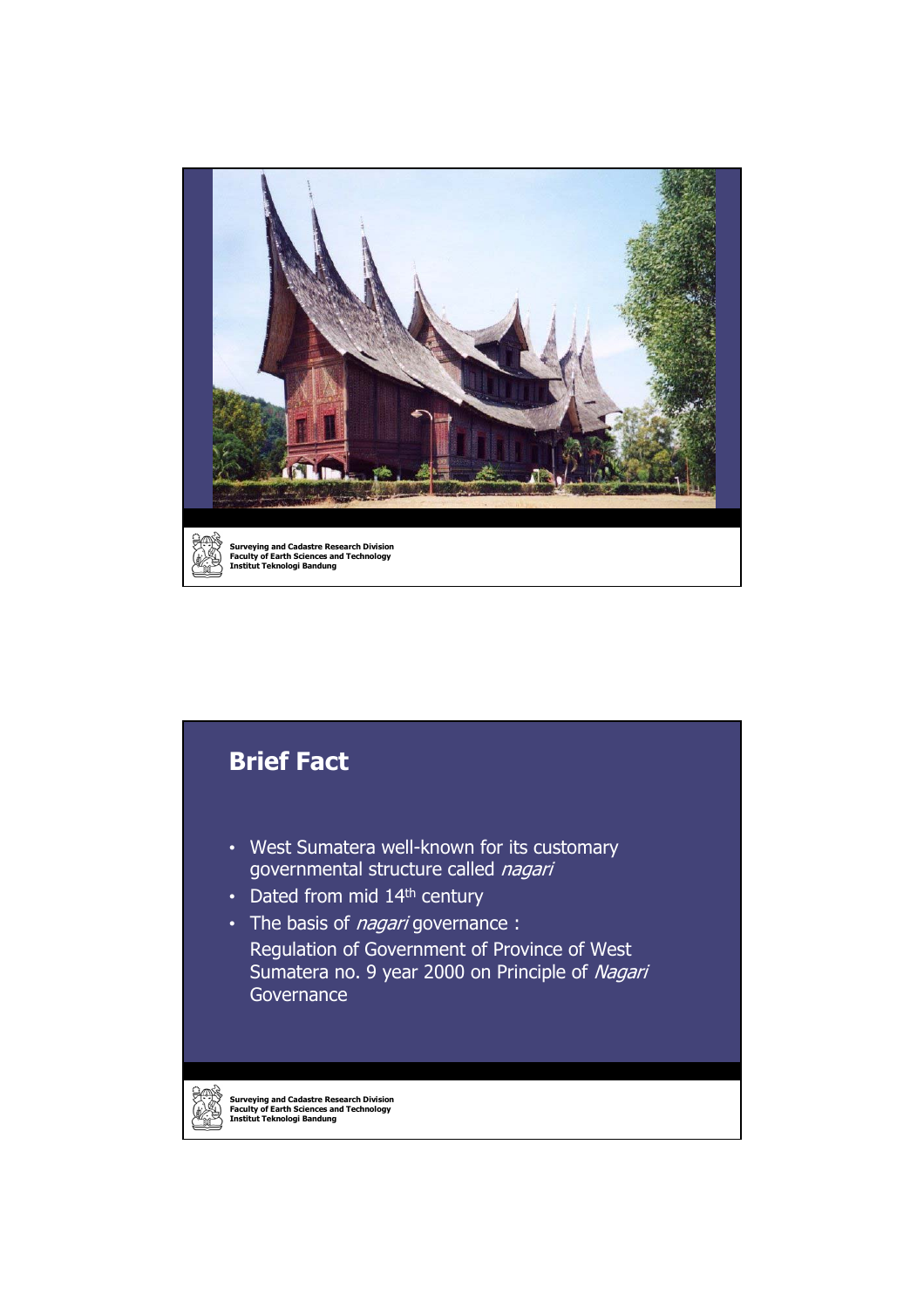## Brief Fact

- West Sumatera well-known for its customary governmental structure called *nagari*
- Dated from mid 14th century
- The basis of *nagari* governance :
  Regulation of Government of Province of West Sumatera no. 9 year 2000 on Principle of *Nagari* Governance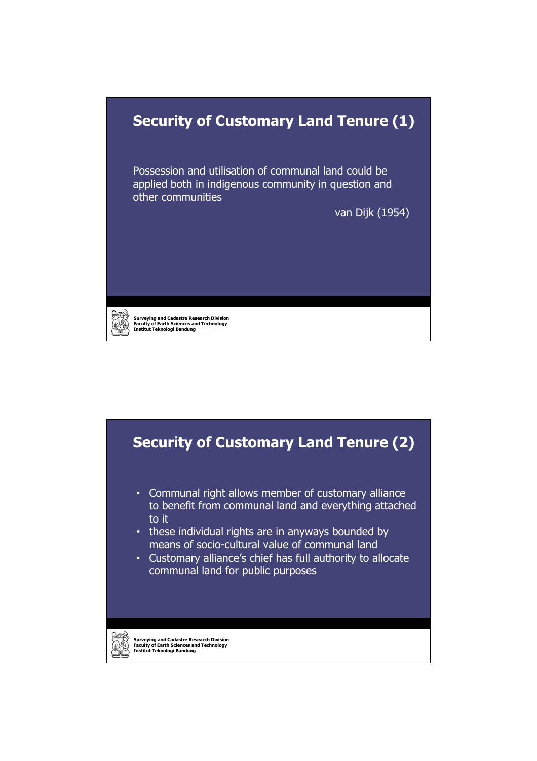## Security of Customary Land Tenure (1)

Possession and utilisation of communal land could be applied both in indigenous community in question and other communities

van Dijk (1954)

## Security of Customary Land Tenure (2)

- Communal right allows member of customary alliance to benefit from communal land and everything attached to it
- these individual rights are in anyways bounded by means of socio-cultural value of communal land
- Customary alliance's chief has full authority to allocate communal land for public purposes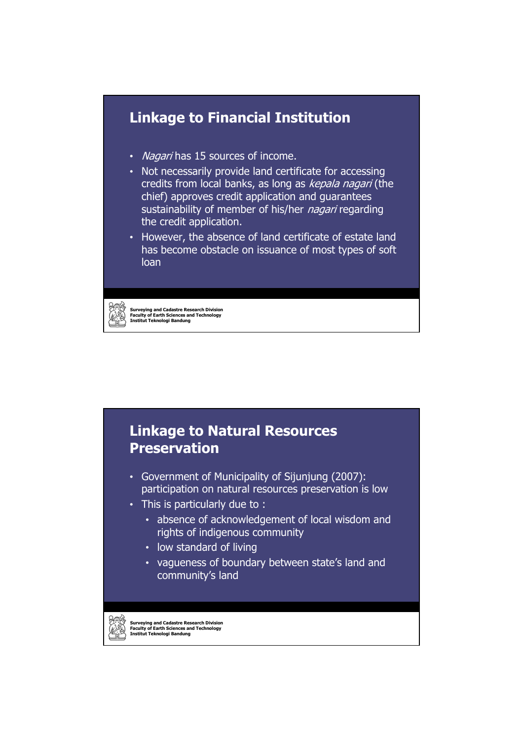## Linkage to Financial Institution

- *Nagari* has 15 sources of income.
- Not necessarily provide land certificate for accessing credits from local banks, as long as *kepala nagari* (the chief) approves credit application and guarantees sustainability of member of his/her *nagari* regarding the credit application.
- However, the absence of land certificate of estate land has become obstacle on issuance of most types of soft loan

## Linkage to Natural Resources Preservation

- Government of Municipality of Sijunjung (2007): participation on natural resources preservation is low
- This is particularly due to :
  - absence of acknowledgement of local wisdom and rights of indigenous community
  - low standard of living
  - vagueness of boundary between state's land and community's land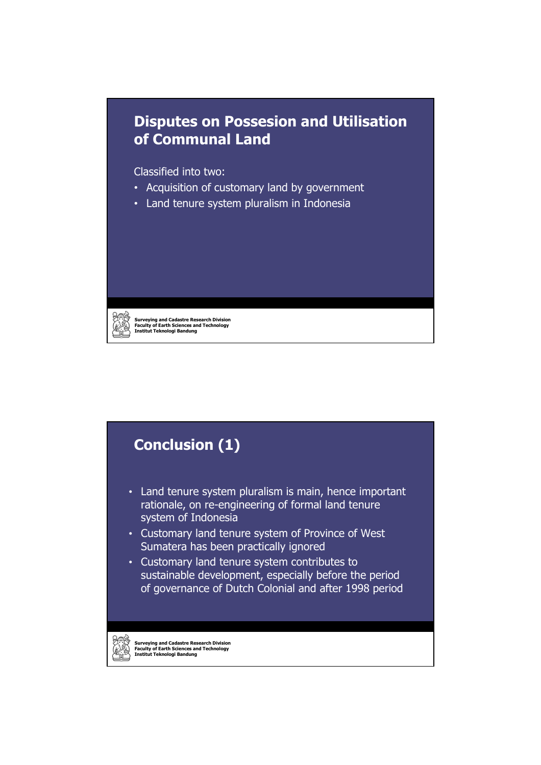## Disputes on Possesion and Utilisation of Communal Land

Classified into two:

- Acquisition of customary land by government
- Land tenure system pluralism in Indonesia

## Conclusion (1)

- Land tenure system pluralism is main, hence important rationale, on re-engineering of formal land tenure system of Indonesia
- Customary land tenure system of Province of West Sumatera has been practically ignored
- Customary land tenure system contributes to sustainable development, especially before the period of governance of Dutch Colonial and after 1998 period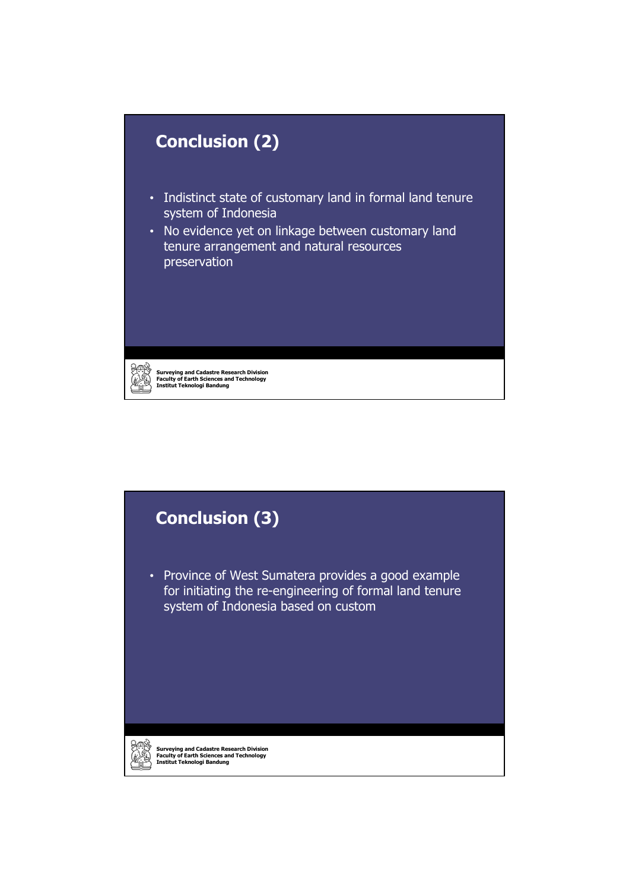## Conclusion (2)

- Indistinct state of customary land in formal land tenure system of Indonesia
- No evidence yet on linkage between customary land tenure arrangement and natural resources preservation

## Conclusion (3)

- Province of West Sumatera provides a good example for initiating the re-engineering of formal land tenure system of Indonesia based on custom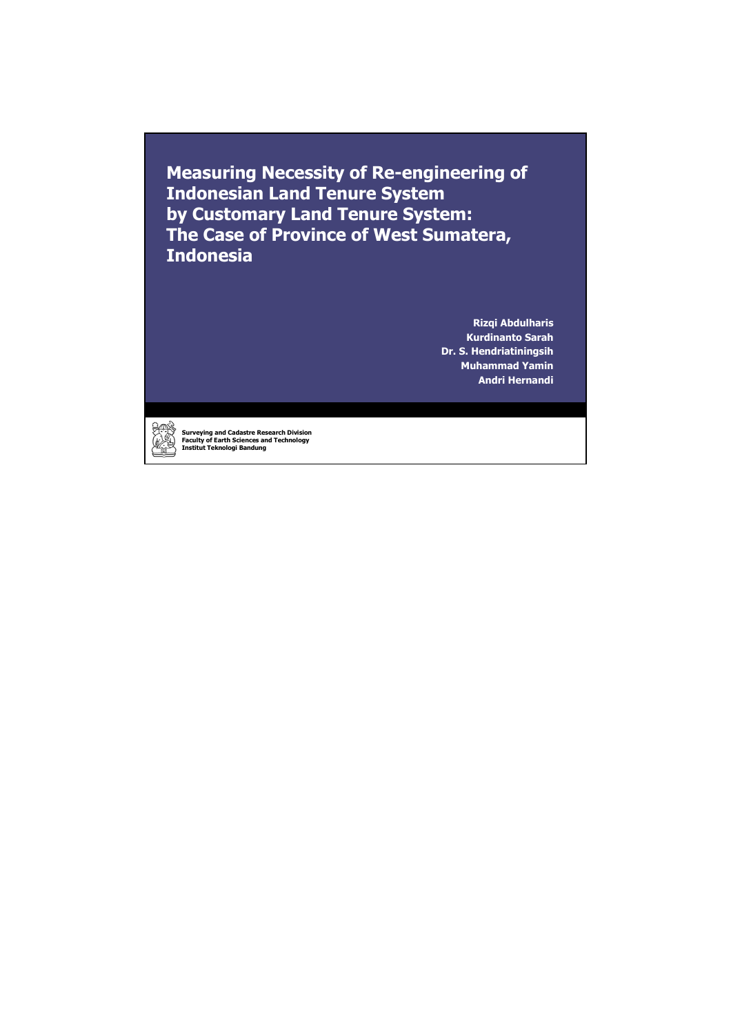# Measuring Necessity of Re-engineering of Indonesian Land Tenure System by Customary Land Tenure System: The Case of Province of West Sumatera, Indonesia

**Rizqi Abdulharis**
**Kurdinanto Sarah**
**Dr. S. Hendriatiningsih**
**Muhammad Yamin**
**Andri Hernandi**

**Surveying and Cadastre Research Division**
**Faculty of Earth Sciences and Technology**
**Institut Teknologi Bandung**